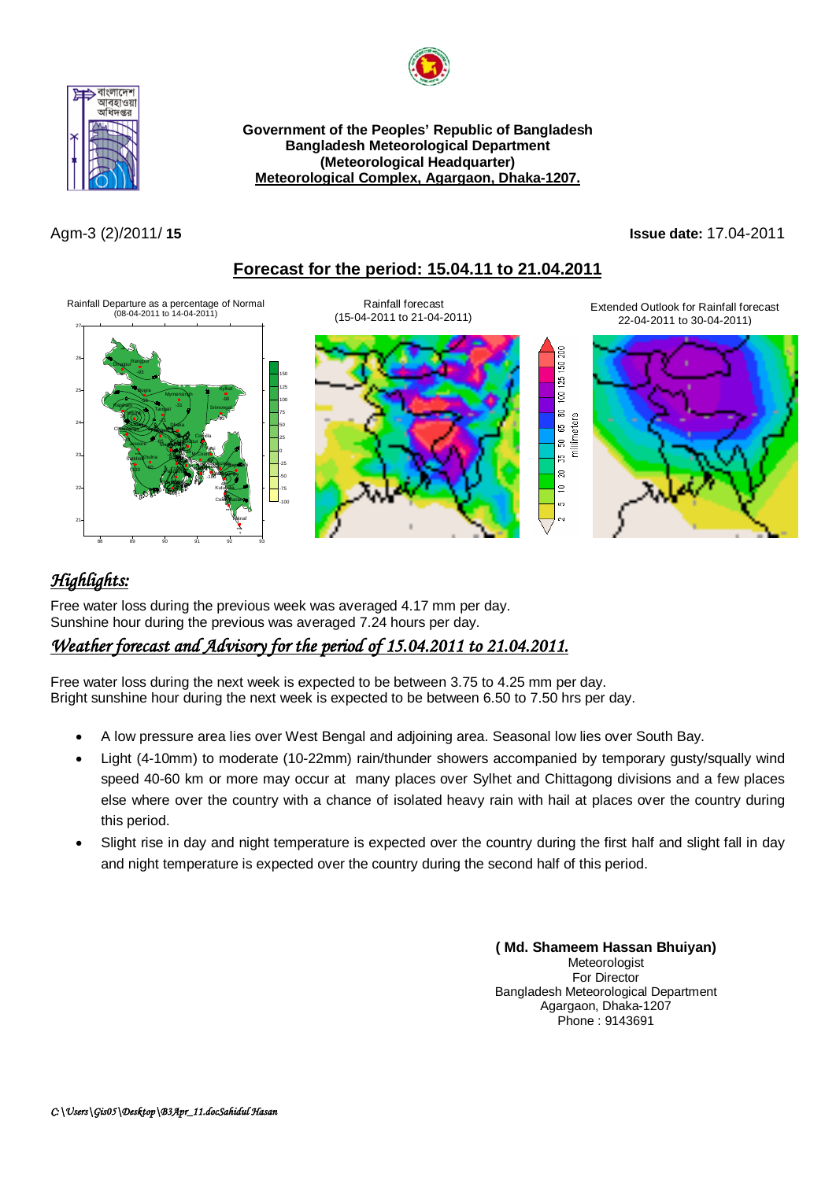**Government of the Peoples' Republic of Bangladesh**
**Bangladesh Meteorological Department**
**(Meteorological Headquarter)**
**Meteorological Complex, Agargaon, Dhaka-1207.**

Agm-3 (2)/2011/ **15**

**Issue date:** 17.04-2011

## Forecast for the period: 15.04.11 to 21.04.2011

Rainfall Departure as a percentage of Normal (08-04-2011 to 14-04-2011)

Rainfall forecast (15-04-2011 to 21-04-2011)

Extended Outlook for Rainfall forecast 22-04-2011 to 30-04-2011)

## *Highlights:*

Free water loss during the previous week was averaged 4.17 mm per day.
Sunshine hour during the previous week was averaged 7.24 hours per day.

## *Weather forecast and Advisory for the period of 15.04.2011 to 21.04.2011.*

Free water loss during the next week is expected to be between 3.75 to 4.25 mm per day.
Bright sunshine hour during the next week is expected to be between 6.50 to 7.50 hrs per day.

- A low pressure area lies over West Bengal and adjoining area. Seasonal low lies over South Bay.
- Light (4-10mm) to moderate (10-22mm) rain/thunder showers accompanied by temporary gusty/squally wind speed 40-60 km or more may occur at many places over Sylhet and Chittagong divisions and a few places else where over the country with a chance of isolated heavy rain with hail at places over the country during this period.
- Slight rise in day and night temperature is expected over the country during the first half and slight fall in day and night temperature is expected over the country during the second half of this period.

**( Md. Shameem Hassan Bhuiyan)**
Meteorologist
For Director
Bangladesh Meteorological Department
Agargaon, Dhaka-1207
Phone : 9143691

*C:\Users\Gis05\Desktop\B3Apr_11.docSahidul Hasan*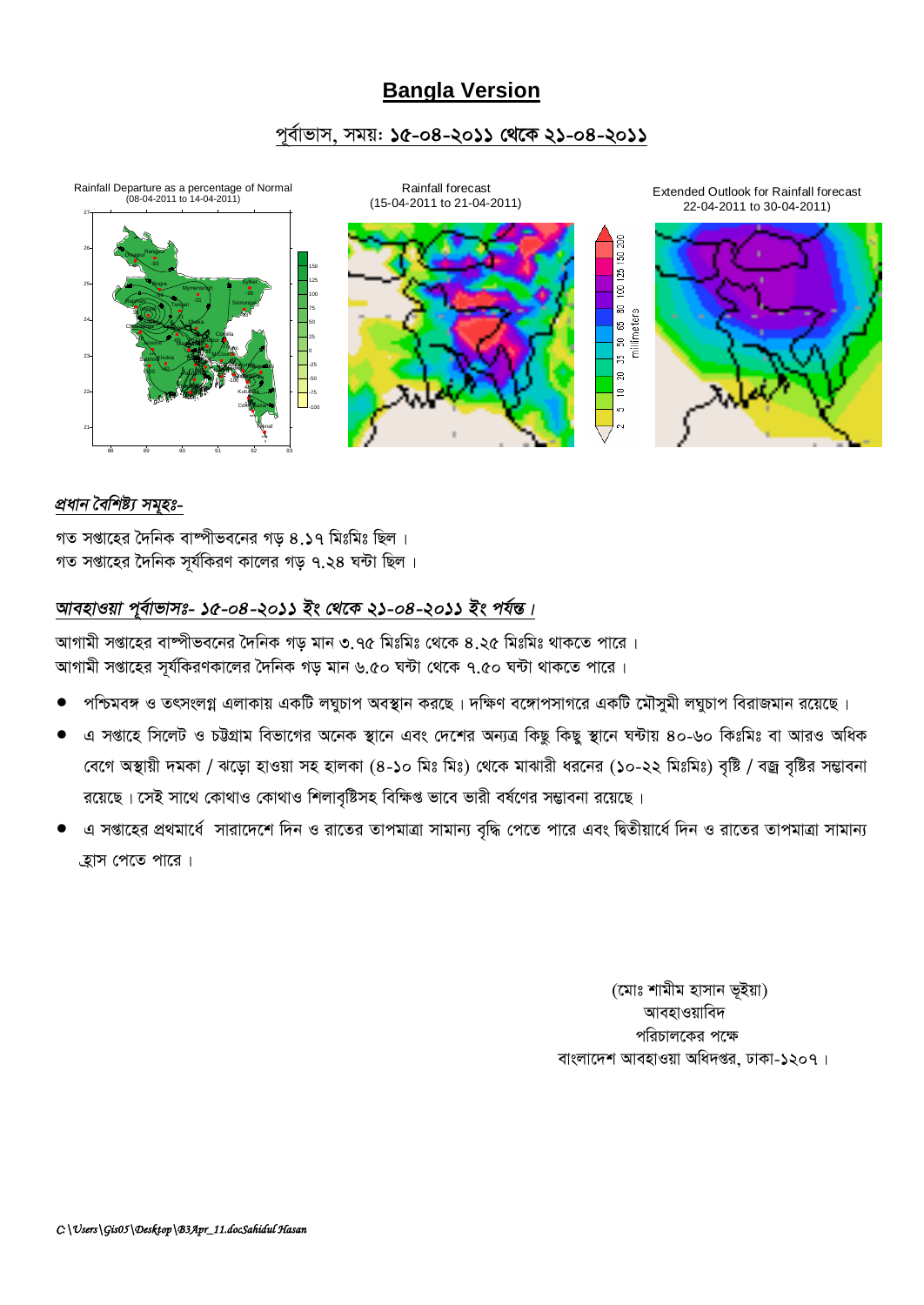# Bangla Version

## পূর্বাভাস, সময়: ১৫-০৪-২০১১ থেকে ২১-০৪-২০১১

Rainfall Departure as a percentage of Normal (08-04-2011 to 14-04-2011)

Rainfall forecast (15-04-2011 to 21-04-2011)

Extended Outlook for Rainfall forecast 22-04-2011 to 30-04-2011)

### *প্রধান বৈশিষ্ট্য সমূহঃ-*

গত সপ্তাহের দৈনিক বাষ্পীভবনের গড় ৪.১৭ মিঃমিঃ ছিল ।
গত সপ্তাহের দৈনিক সূর্যকিরণ কালের গড় ৭.২৪ ঘন্টা ছিল ।

### *আবহাওয়া পূর্বাভাসঃ- ১৫-০৪-২০১১ ইং থেকে ২১-০৪-২০১১ ইং পর্যন্ত ।*

আগামী সপ্তাহের বাষ্পীভবনের দৈনিক গড় মান ৩.৭৫ মিঃমিঃ থেকে ৪.২৫ মিঃমিঃ থাকতে পারে ।
আগামী সপ্তাহের সূর্যকিরণকালের দৈনিক গড় মান ৬.৫০ ঘন্টা থেকে ৭.৫০ ঘন্টা থাকতে পারে ।

- পশ্চিমবঙ্গ ও তৎসংলগ্ন এলাকায় একটি লঘুচাপ অবস্থান করছে । দক্ষিণ বঙ্গোপসাগরে একটি মৌসুমী লঘুচাপ বিরাজমান রয়েছে ।
- এ সপ্তাহে সিলেট ও চট্টগ্রাম বিভাগের অনেক স্থানে এবং দেশের অন্যত্র কিছু কিছু স্থানে ঘন্টায় ৪০-৬০ কিঃমিঃ বা আরও অধিক বেগে অস্থায়ী দমকা / ঝড়ো হাওয়া সহ হালকা (৪-১০ মিঃ মিঃ) থেকে মাঝারী ধরনের (১০-২২ মিঃমিঃ) বৃষ্টি / বজ্র বৃষ্টির সম্ভাবনা রয়েছে । সেই সাথে কোথাও কোথাও শিলাবৃষ্টিসহ বিক্ষিপ্ত ভাবে ভারী বর্ষণের সম্ভাবনা রয়েছে ।
- এ সপ্তাহের প্রথমার্ধে সারাদেশে দিন ও রাতের তাপমাত্রা সামান্য বৃদ্ধি পেতে পারে এবং দ্বিতীয়ার্ধে দিন ও রাতের তাপমাত্রা সামান্য হ্রাস পেতে পারে ।

(মোঃ শামীম হাসান ভূইয়া)
আবহাওয়াবিদ
পরিচালকের পক্ষে
বাংলাদেশ আবহাওয়া অধিদপ্তর, ঢাকা-১২০৭ ।

*C:\Users\Gis05\Desktop\B3Apr_11.docSahidul Hasan*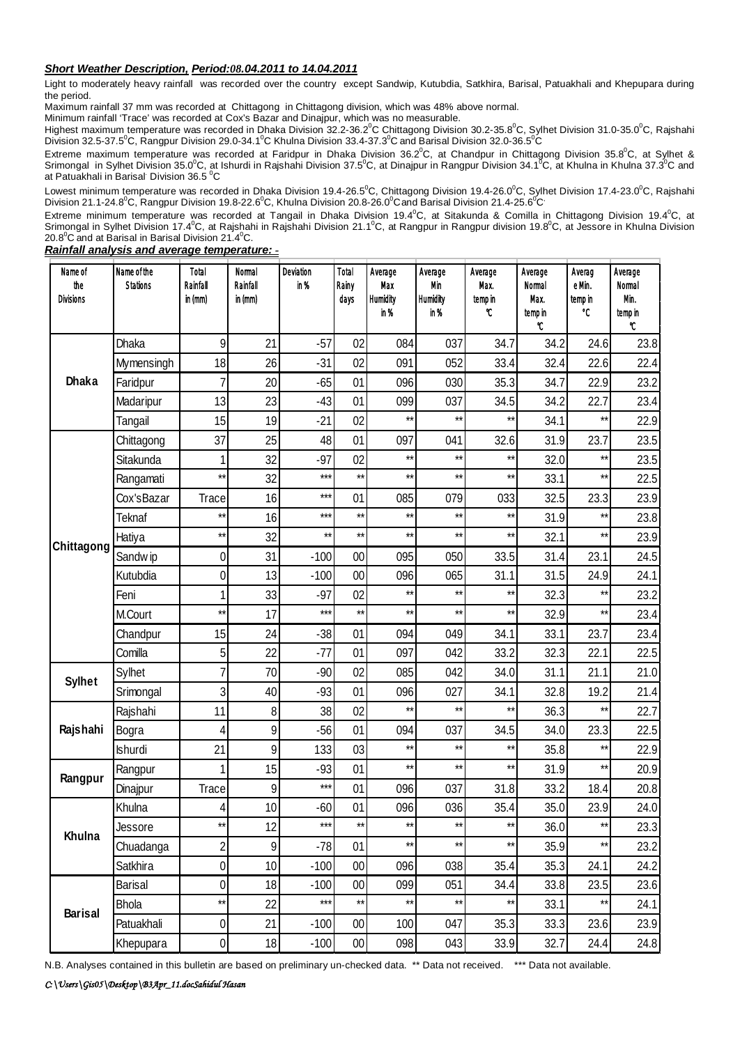***Short Weather Description, Period:08.04.2011 to 14.04.2011***

Light to moderately heavy rainfall was recorded over the country except Sandwip, Kutubdia, Satkhira, Barisal, Patuakhali and Khepupara during the period.

Maximum rainfall 37 mm was recorded at Chittagong in Chittagong division, which was 48% above normal.

Minimum rainfall 'Trace' was recorded at Cox's Bazar and Dinajpur, which was no measurable.

Highest maximum temperature was recorded in Dhaka Division 32.2-36.2$^0$C Chittagong Division 30.2-35.8$^0$C, Sylhet Division 31.0-35.0$^0$C, Rajshahi Division 32.5-37.5$^0$C, Rangpur Division 29.0-34.1$^0$C Khulna Division 33.4-37.3$^0$C and Barisal Division 32.0-36.5$^0$C

Extreme maximum temperature was recorded at Faridpur in Dhaka Division 36.2$^0$C, at Chandpur in Chittagong Division 35.8$^0$C, at Sylhet & Srimongal in Sylhet Division 35.0$^0$C, at Ishurdi in Rajshahi Division 37.5$^0$C, at Dinajpur in Rangpur Division 34.1$^0$C, at Khulna in Khulna 37.3$^0$C and at Patuakhali in Barisal Division 36.5 $^0$C

Lowest minimum temperature was recorded in Dhaka Division 19.4-26.5$^0$C, Chittagong Division 19.4-26.0$^0$C, Sylhet Division 17.4-23.0$^0$C, Rajshahi Division 21.1-24.8$^0$C, Rangpur Division 19.8-22.6$^0$C, Khulna Division 20.8-26.0$^0$C and Barisal Division 21.4-25.6$^0$C.

Extreme minimum temperature was recorded at Tangail in Dhaka Division 19.4$^0$C, at Sitakunda & Comilla in Chittagong Division 19.4$^0$C, at Srimongal in Sylhet Division 17.4$^0$C, at Rajshahi in Rajshahi Division 21.1$^0$C, at Rangpur in Rangpur division 19.8$^0$C, at Jessore in Khulna Division 20.8$^0$C and at Barisal in Barisal Division 21.4$^0$C.

***Rainfall analysis and average temperature: -***

| Name of the Divisions | Name of the Stations | Total Rainfall in (mm) | Normal Rainfall in (mm) | Deviation in % | Total Rainy days | Average Max Humidity in % | Average Min Humidity in % | Average Max. temp in ℃ | Average Normal Max. temp in ℃ | Average Min. temp in ℃ | Average Normal Min. temp in ℃ |
|---|---|---|---|---|---|---|---|---|---|---|---|
| **Dhaka** | Dhaka | 9 | 21 | -57 | 02 | 084 | 037 | 34.7 | 34.2 | 24.6 | 23.8 |
| | Mymensingh | 18 | 26 | -31 | 02 | 091 | 052 | 33.4 | 32.4 | 22.6 | 22.4 |
| | Faridpur | 7 | 20 | -65 | 01 | 096 | 030 | 35.3 | 34.7 | 22.9 | 23.2 |
| | Madaripur | 13 | 23 | -43 | 01 | 099 | 037 | 34.5 | 34.2 | 22.7 | 23.4 |
| | Tangail | 15 | 19 | -21 | 02 | ** | ** | ** | 34.1 | ** | 22.9 |
| **Chittagong** | Chittagong | 37 | 25 | 48 | 01 | 097 | 041 | 32.6 | 31.9 | 23.7 | 23.5 |
| | Sitakunda | 1 | 32 | -97 | 02 | ** | ** | ** | 32.0 | ** | 23.5 |
| | Rangamati | ** | 32 | *** | ** | ** | ** | ** | 33.1 | ** | 22.5 |
| | Cox'sBazar | Trace | 16 | *** | 01 | 085 | 079 | 033 | 32.5 | 23.3 | 23.9 |
| | Teknaf | ** | 16 | *** | ** | ** | ** | ** | 31.9 | ** | 23.8 |
| | Hatiya | ** | 32 | ** | ** | ** | ** | ** | 32.1 | ** | 23.9 |
| | Sandwip | 0 | 31 | -100 | 00 | 095 | 050 | 33.5 | 31.4 | 23.1 | 24.5 |
| | Kutubdia | 0 | 13 | -100 | 00 | 096 | 065 | 31.1 | 31.5 | 24.9 | 24.1 |
| | Feni | 1 | 33 | -97 | 02 | ** | ** | ** | 32.3 | ** | 23.2 |
| | M.Court | ** | 17 | *** | ** | ** | ** | ** | 32.9 | ** | 23.4 |
| | Chandpur | 15 | 24 | -38 | 01 | 094 | 049 | 34.1 | 33.1 | 23.7 | 23.4 |
| | Comilla | 5 | 22 | -77 | 01 | 097 | 042 | 33.2 | 32.3 | 22.1 | 22.5 |
| **Sylhet** | Sylhet | 7 | 70 | -90 | 02 | 085 | 042 | 34.0 | 31.1 | 21.1 | 21.0 |
| | Srimongal | 3 | 40 | -93 | 01 | 096 | 027 | 34.1 | 32.8 | 19.2 | 21.4 |
| **Rajshahi** | Rajshahi | 11 | 8 | 38 | 02 | ** | ** | ** | 36.3 | ** | 22.7 |
| | Bogra | 4 | 9 | -56 | 01 | 094 | 037 | 34.5 | 34.0 | 23.3 | 22.5 |
| | Ishurdi | 21 | 9 | 133 | 03 | ** | ** | ** | 35.8 | ** | 22.9 |
| **Rangpur** | Rangpur | 1 | 15 | -93 | 01 | ** | ** | ** | 31.9 | ** | 20.9 |
| | Dinajpur | Trace | 9 | *** | 01 | 096 | 037 | 31.8 | 33.2 | 18.4 | 20.8 |
| **Khulna** | Khulna | 4 | 10 | -60 | 01 | 096 | 036 | 35.4 | 35.0 | 23.9 | 24.0 |
| | Jessore | ** | 12 | *** | ** | ** | ** | ** | 36.0 | ** | 23.3 |
| | Chuadanga | 2 | 9 | -78 | 01 | ** | ** | ** | 35.9 | ** | 23.2 |
| | Satkhira | 0 | 10 | -100 | 00 | 096 | 038 | 35.4 | 35.3 | 24.1 | 24.2 |
| **Barisal** | Barisal | 0 | 18 | -100 | 00 | 099 | 051 | 34.4 | 33.8 | 23.5 | 23.6 |
| | Bhola | ** | 22 | *** | ** | ** | ** | ** | 33.1 | ** | 24.1 |
| | Patuakhali | 0 | 21 | -100 | 00 | 100 | 047 | 35.3 | 33.3 | 23.6 | 23.9 |
| | Khepupara | 0 | 18 | -100 | 00 | 098 | 043 | 33.9 | 32.7 | 24.4 | 24.8 |

N.B. Analyses contained in this bulletin are based on preliminary un-checked data. ** Data not received. *** Data not available.

*C:\Users\Gis05\Desktop\B3Apr_11.docSahidul Hasan*